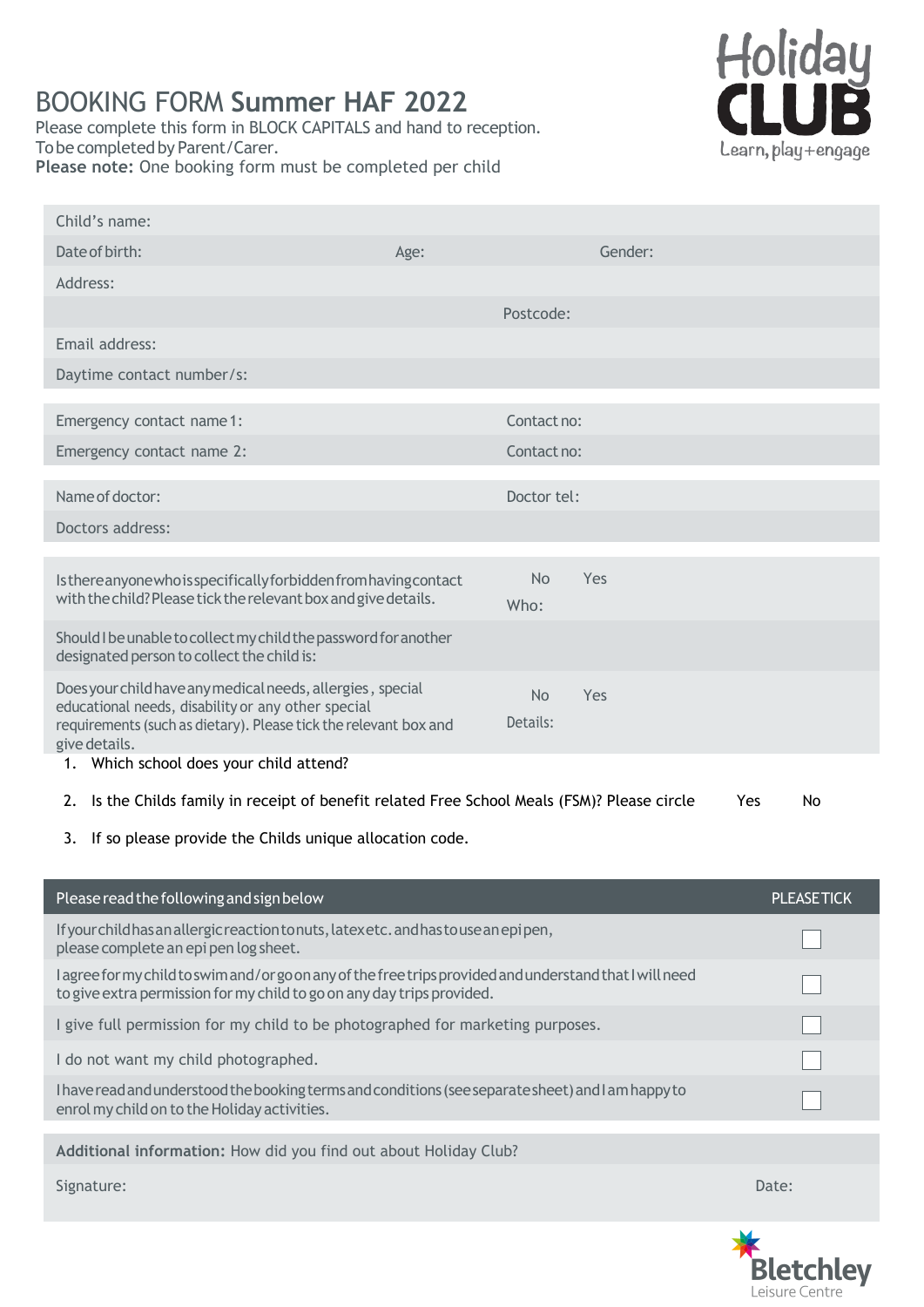# BOOKING FORM **Summer HAF 2022**

Holiday CLUB
Learn, play + engage

Please complete this form in BLOCK CAPITALS and hand to reception.
To be completed by Parent/Carer.
**Please note:** One booking form must be completed per child

| | | |
|---|---|---|
| Child's name: | | |
| Date of birth: | Age: | Gender: |
| Address: | | |
| | Postcode: | |
| Email address: | | |
| Daytime contact number/s: | | |

| | |
|---|---|
| Emergency contact name 1: | Contact no: |
| Emergency contact name 2: | Contact no: |

| | |
|---|---|
| Name of doctor: | Doctor tel: |
| Doctors address: | |

| | |
|---|---|
| Is there anyone who is specifically forbidden from having contact with the child? Please tick the relevant box and give details. | No Yes<br>Who: |
| Should I be unable to collect my child the password for another designated person to collect the child is: | |
| Does your child have any medical needs, allergies, special educational needs, disability or any other special requirements (such as dietary). Please tick the relevant box and give details. | No Yes<br>Details: |

1. Which school does your child attend?
2. Is the Childs family in receipt of benefit related Free School Meals (FSM)? Please circle Yes No
3. If so please provide the Childs unique allocation code.

| Please read the following and sign below | PLEASE TICK |
|---|---|
| If your child has an allergic reaction to nuts, latex etc. and has to use an epi pen, please complete an epi pen log sheet. | ☐ |
| I agree for my child to swim and/or go on any of the free trips provided and understand that I will need to give extra permission for my child to go on any day trips provided. | ☐ |
| I give full permission for my child to be photographed for marketing purposes. | ☐ |
| I do not want my child photographed. | ☐ |
| I have read and understood the booking terms and conditions (see separate sheet) and I am happy to enrol my child on to the Holiday activities. | ☐ |

**Additional information:** How did you find out about Holiday Club?

Signature: Date:

Bletchley Leisure Centre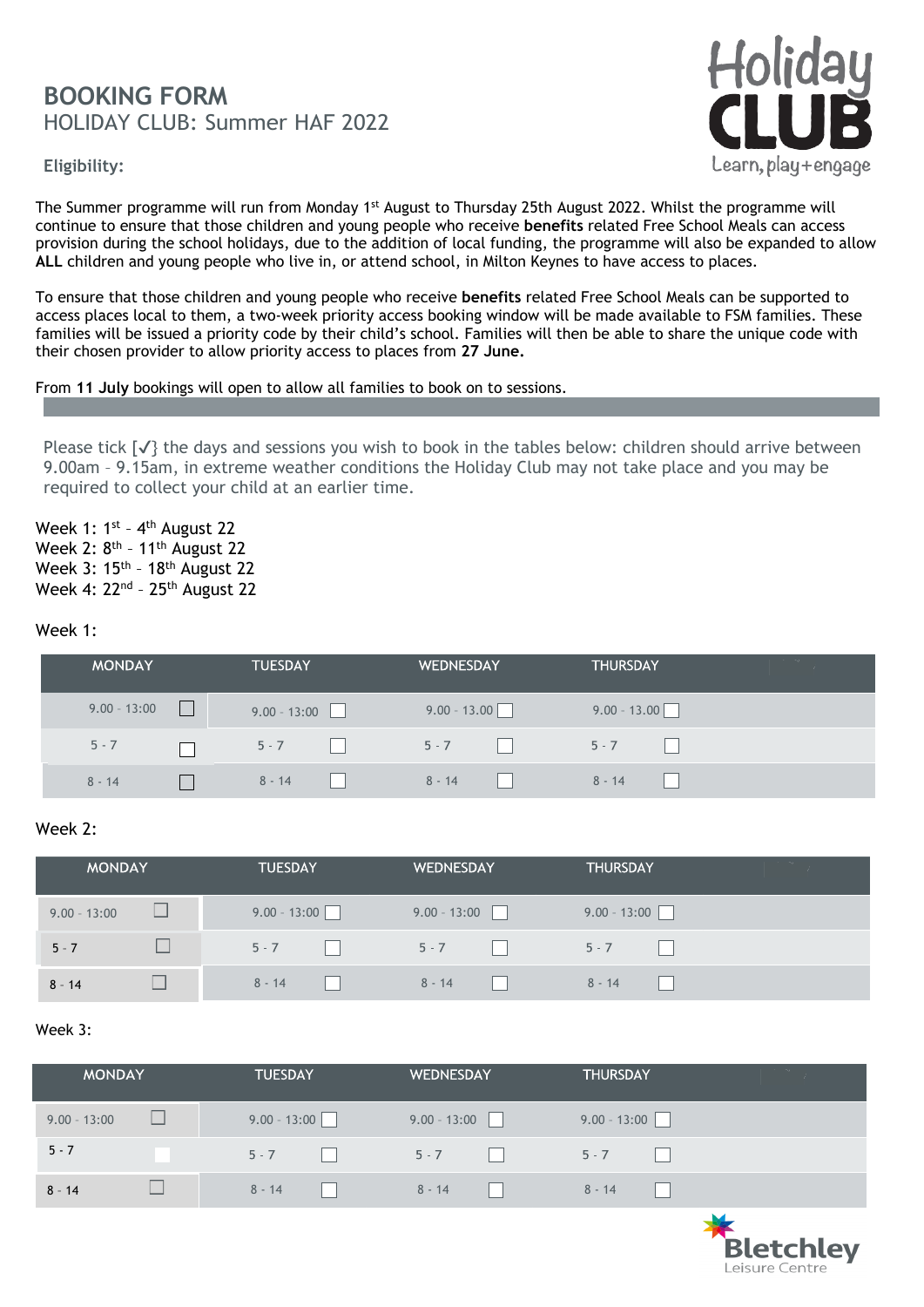# BOOKING FORM

## HOLIDAY CLUB: Summer HAF 2022

**Eligibility:**

The Summer programme will run from Monday 1st August to Thursday 25th August 2022. Whilst the programme will continue to ensure that those children and young people who receive **benefits** related Free School Meals can access provision during the school holidays, due to the addition of local funding, the programme will also be expanded to allow **ALL** children and young people who live in, or attend school, in Milton Keynes to have access to places.

To ensure that those children and young people who receive **benefits** related Free School Meals can be supported to access places local to them, a two-week priority access booking window will be made available to FSM families. These families will be issued a priority code by their child's school. Families will then be able to share the unique code with their chosen provider to allow priority access to places from **27 June.**

From **11 July** bookings will open to allow all families to book on to sessions.

Please tick [✓] the days and sessions you wish to book in the tables below: children should arrive between 9.00am – 9.15am, in extreme weather conditions the Holiday Club may not take place and you may be required to collect your child at an earlier time.

Week 1: 1st – 4th August 22
Week 2: 8th – 11th August 22
Week 3: 15th – 18th August 22
Week 4: 22nd – 25th August 22

Week 1:

| MONDAY | TUESDAY | WEDNESDAY | THURSDAY |
|---|---|---|---|
| 9.00 - 13:00 ☐ | 9.00 - 13.00 ☐ | 9.00 - 13.00 ☐ | 9.00 - 13.00 ☐ |
| 5 - 7 ☐ | 5 - 7 ☐ | 5 - 7 ☐ | 5 - 7 ☐ |
| 8 - 14 ☐ | 8 - 14 ☐ | 8 - 14 ☐ | 8 - 14 ☐ |

Week 2:

| MONDAY | TUESDAY | WEDNESDAY | THURSDAY |
|---|---|---|---|
| 9.00 - 13:00 ☐ | 9.00 - 13:00 ☐ | 9.00 - 13:00 ☐ | 9.00 - 13:00 ☐ |
| 5 - 7 ☐ | 5 - 7 ☐ | 5 - 7 ☐ | 5 - 7 ☐ |
| 8 - 14 ☐ | 8 - 14 ☐ | 8 - 14 ☐ | 8 - 14 ☐ |

Week 3:

| MONDAY | TUESDAY | WEDNESDAY | THURSDAY |
|---|---|---|---|
| 9.00 - 13:00 ☐ | 9.00 - 13:00 ☐ | 9.00 - 13:00 ☐ | 9.00 - 13:00 ☐ |
| 5 - 7 ☐ | 5 - 7 ☐ | 5 - 7 ☐ | 5 - 7 ☐ |
| 8 - 14 ☐ | 8 - 14 ☐ | 8 - 14 ☐ | 8 - 14 ☐ |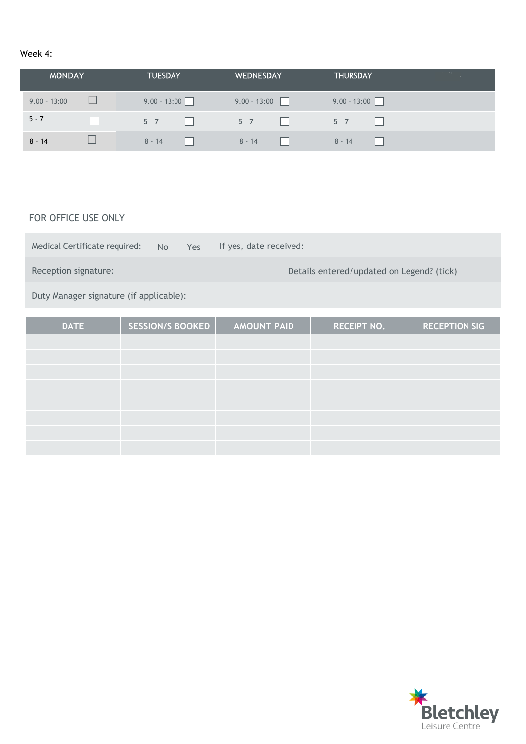Week 4:

| MONDAY | TUESDAY | WEDNESDAY | THURSDAY |
|---|---|---|---|
| 9.00 - 13:00 ☐ | 9.00 - 13:00 ☐ | 9.00 - 13:00 ☐ | 9.00 - 13:00 ☐ |
| 5 - 7 ☐ | 5 - 7 ☐ | 5 - 7 ☐ | 5 - 7 ☐ |
| 8 - 14 ☐ | 8 - 14 ☐ | 8 - 14 ☐ | 8 - 14 ☐ |

FOR OFFICE USE ONLY

Medical Certificate required: No Yes If yes, date received:

Reception signature: Details entered/updated on Legend? (tick)

Duty Manager signature (if applicable):

| DATE | SESSION/S BOOKED | AMOUNT PAID | RECEIPT NO. | RECEPTION SIG |
|---|---|---|---|---|
| | | | | |
| | | | | |
| | | | | |
| | | | | |
| | | | | |
| | | | | |
| | | | | |
| | | | | |

Bletchley Leisure Centre